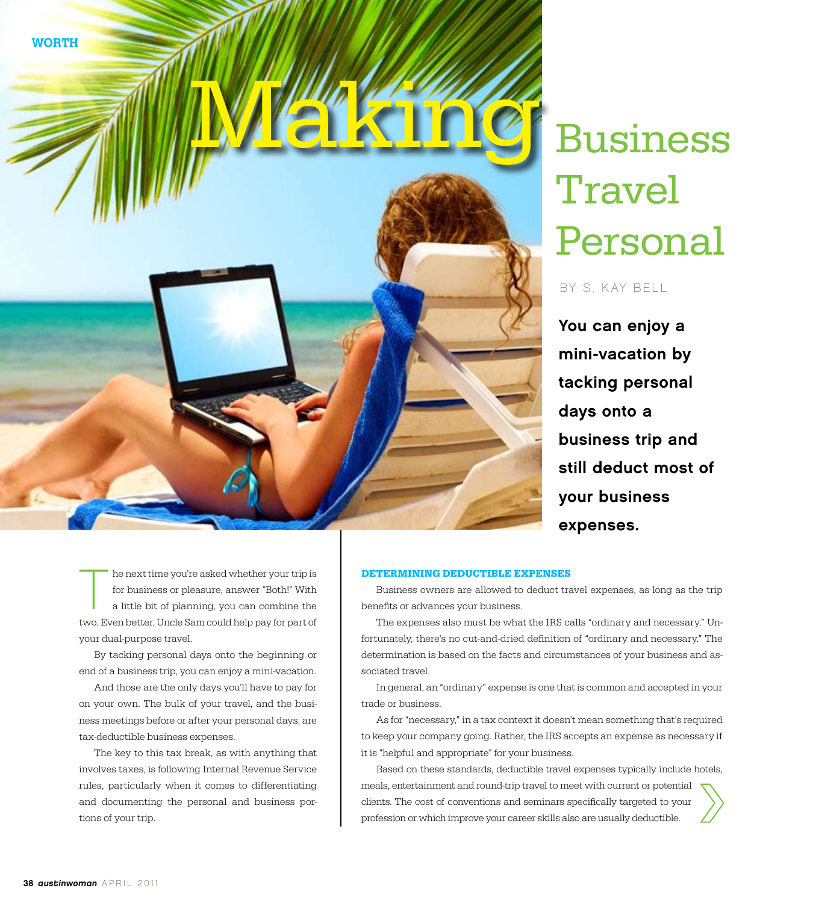# Making Business Travel Personal

BY S. KAY BELL

**You can enjoy a mini-vacation by tacking personal days onto a business trip and still deduct most of your business expenses.**

The next time you're asked whether your trip is for business or pleasure, answer "Both!" With a little bit of planning, you can combine the two. Even better, Uncle Sam could help pay for part of your dual-purpose travel.

By tacking personal days onto the beginning or end of a business trip, you can enjoy a mini-vacation.

And those are the only days you'll have to pay for on your own. The bulk of your travel, and the business meetings before or after your personal days, are tax-deductible business expenses.

The key to this tax break, as with anything that involves taxes, is following Internal Revenue Service rules, particularly when it comes to differentiating and documenting the personal and business portions of your trip.

### DETERMINING DEDUCTIBLE EXPENSES

Business owners are allowed to deduct travel expenses, as long as the trip benefits or advances your business.

The expenses also must be what the IRS calls "ordinary and necessary." Unfortunately, there's no cut-and-dried definition of "ordinary and necessary." The determination is based on the facts and circumstances of your business and associated travel.

In general, an "ordinary" expense is one that is common and accepted in your trade or business.

As for "necessary," in a tax context it doesn't mean something that's required to keep your company going. Rather, the IRS accepts an expense as necessary if it is "helpful and appropriate" for your business.

Based on these standards, deductible travel expenses typically include hotels, meals, entertainment and round-trip travel to meet with current or potential clients. The cost of conventions and seminars specifically targeted to your profession or which improve your career skills also are usually deductible.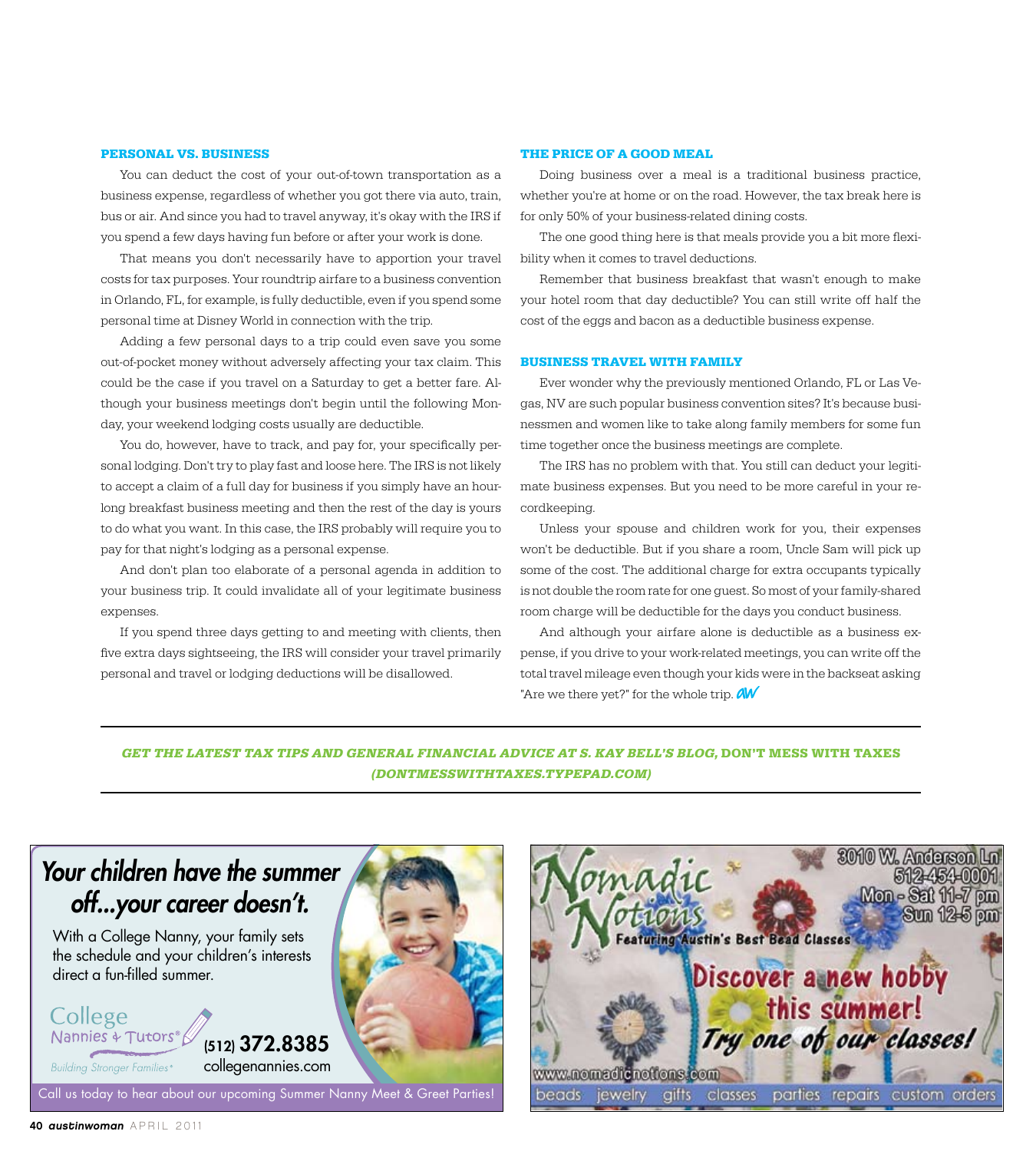## PERSONAL VS. BUSINESS

You can deduct the cost of your out-of-town transportation as a business expense, regardless of whether you got there via auto, train, bus or air. And since you had to travel anyway, it's okay with the IRS if you spend a few days having fun before or after your work is done.

That means you don't necessarily have to apportion your travel costs for tax purposes. Your roundtrip airfare to a business convention in Orlando, FL, for example, is fully deductible, even if you spend some personal time at Disney World in connection with the trip.

Adding a few personal days to a trip could even save you some out-of-pocket money without adversely affecting your tax claim. This could be the case if you travel on a Saturday to get a better fare. Although your business meetings don't begin until the following Monday, your weekend lodging costs usually are deductible.

You do, however, have to track, and pay for, your specifically personal lodging. Don't try to play fast and loose here. The IRS is not likely to accept a claim of a full day for business if you simply have an hour-long breakfast business meeting and then the rest of the day is yours to do what you want. In this case, the IRS probably will require you to pay for that night's lodging as a personal expense.

And don't plan too elaborate of a personal agenda in addition to your business trip. It could invalidate all of your legitimate business expenses.

If you spend three days getting to and meeting with clients, then five extra days sightseeing, the IRS will consider your travel primarily personal and travel or lodging deductions will be disallowed.

## THE PRICE OF A GOOD MEAL

Doing business over a meal is a traditional business practice, whether you're at home or on the road. However, the tax break here is for only 50% of your business-related dining costs.

The one good thing here is that meals provide you a bit more flexibility when it comes to travel deductions.

Remember that business breakfast that wasn't enough to make your hotel room that day deductible? You can still write off half the cost of the eggs and bacon as a deductible business expense.

## BUSINESS TRAVEL WITH FAMILY

Ever wonder why the previously mentioned Orlando, FL or Las Vegas, NV are such popular business convention sites? It's because businessmen and women like to take along family members for some fun time together once the business meetings are complete.

The IRS has no problem with that. You still can deduct your legitimate business expenses. But you need to be more careful in your recordkeeping.

Unless your spouse and children work for you, their expenses won't be deductible. But if you share a room, Uncle Sam will pick up some of the cost. The additional charge for extra occupants typically is not double the room rate for one guest. So most of your family-shared room charge will be deductible for the days you conduct business.

And although your airfare alone is deductible as a business expense, if you drive to your work-related meetings, you can write off the total travel mileage even though your kids were in the backseat asking "Are we there yet?" for the whole trip. AW

---

***GET THE LATEST TAX TIPS AND GENERAL FINANCIAL ADVICE AT S. KAY BELL'S BLOG,* DON'T MESS WITH TAXES *(DONTMESSWITHTAXES.TYPEPAD.COM)***

---

*Your children have the summer off...your career doesn't.*

With a College Nanny, your family sets the schedule and your children's interests direct a fun-filled summer.

College Nannies + Tutors®
Building Stronger Families+

(512) 372.8385
collegenannies.com

Call us today to hear about our upcoming Summer Nanny Meet & Greet Parties!

---

Nomadic Notions
Featuring Austin's Best Bead Classes

3010 W. Anderson Ln
512-454-0001
Mon - Sat 11-7 pm
Sun 12-5 pm

Discover a new hobby this summer!
*Try one of our classes!*

www.nomadicnotions.com

beads jewelry gifts classes parties repairs custom orders